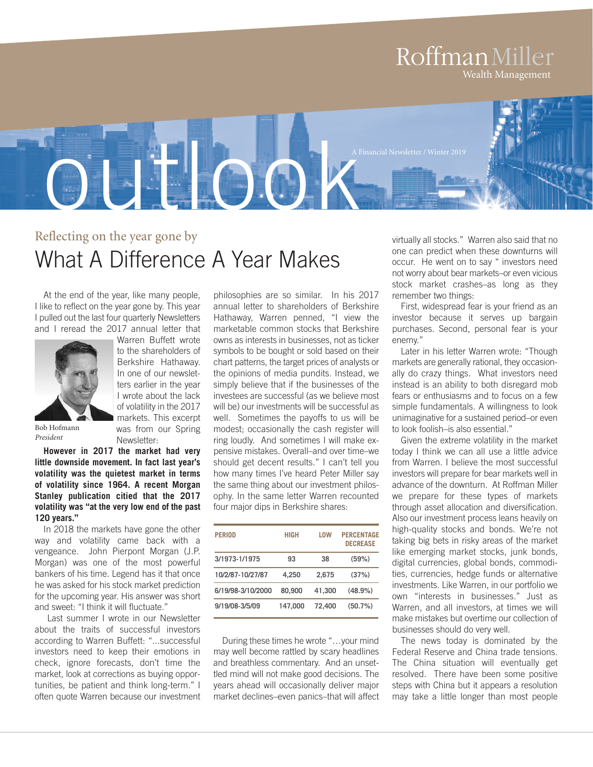RoffmanMiller Wealth Management

# outlook

A Financial Newsletter / Winter 2019

## Reflecting on the year gone by

# What A Difference A Year Makes

At the end of the year, like many people, I like to reflect on the year gone by. This year I pulled out the last four quarterly Newsletters and I reread the 2017 annual letter that Warren Buffett wrote to the shareholders of Berkshire Hathaway. In one of our newsletters earlier in the year I wrote about the lack of volatility in the 2017 markets. This excerpt was from our Spring Newsletter:

Bob Hofmann
*President*

**However in 2017 the market had very little downside movement. In fact last year's volatility was the quietest market in terms of volatility since 1964. A recent Morgan Stanley publication citied that the 2017 volatility was "at the very low end of the past 120 years."**

In 2018 the markets have gone the other way and volatility came back with a vengeance. John Pierpont Morgan (J.P. Morgan) was one of the most powerful bankers of his time. Legend has it that once he was asked for his stock market prediction for the upcoming year. His answer was short and sweet: "I think it will fluctuate."

Last summer I wrote in our Newsletter about the traits of successful investors according to Warren Buffett: "...successful investors need to keep their emotions in check, ignore forecasts, don't time the market, look at corrections as buying opportunities, be patient and think long-term." I often quote Warren because our investment philosophies are so similar. In his 2017 annual letter to shareholders of Berkshire Hathaway, Warren penned, "I view the marketable common stocks that Berkshire owns as interests in businesses, not as ticker symbols to be bought or sold based on their chart patterns, the target prices of analysts or the opinions of media pundits. Instead, we simply believe that if the businesses of the investees are successful (as we believe most will be) our investments will be successful as well. Sometimes the payoffs to us will be modest; occasionally the cash register will ring loudly. And sometimes I will make expensive mistakes. Overall–and over time–we should get decent results." I can't tell you how many times I've heard Peter Miller say the same thing about our investment philosophy. In the same letter Warren recounted four major dips in Berkshire shares:

| PERIOD | HIGH | LOW | PERCENTAGE DECREASE |
|---|---|---|---|
| 3/1973-1/1975 | 93 | 38 | (59%) |
| 10/2/87-10/27/87 | 4,250 | 2,675 | (37%) |
| 6/19/98-3/10/2000 | 80,900 | 41,300 | (48.9%) |
| 9/19/08-3/5/09 | 147,000 | 72,400 | (50.7%) |

During these times he wrote "…your mind may well become rattled by scary headlines and breathless commentary. And an unsettled mind will not make good decisions. The years ahead will occasionally deliver major market declines–even panics–that will affect virtually all stocks." Warren also said that no one can predict when these downturns will occur. He went on to say " investors need not worry about bear markets–or even vicious stock market crashes–as long as they remember two things:

First, widespread fear is your friend as an investor because it serves up bargain purchases. Second, personal fear is your enemy."

Later in his letter Warren wrote: "Though markets are generally rational, they occasionally do crazy things. What investors need instead is an ability to both disregard mob fears or enthusiasms and to focus on a few simple fundamentals. A willingness to look unimaginative for a sustained period–or even to look foolish–is also essential."

Given the extreme volatility in the market today I think we can all use a little advice from Warren. I believe the most successful investors will prepare for bear markets well in advance of the downturn. At Roffman Miller we prepare for these types of markets through asset allocation and diversification. Also our investment process leans heavily on high-quality stocks and bonds. We're not taking big bets in risky areas of the market like emerging market stocks, junk bonds, digital currencies, global bonds, commodities, currencies, hedge funds or alternative investments. Like Warren, in our portfolio we own "interests in businesses." Just as Warren, and all investors, at times we will make mistakes but overtime our collection of businesses should do very well.

The news today is dominated by the Federal Reserve and China trade tensions. The China situation will eventually get resolved. There have been some positive steps with China but it appears a resolution may take a little longer than most people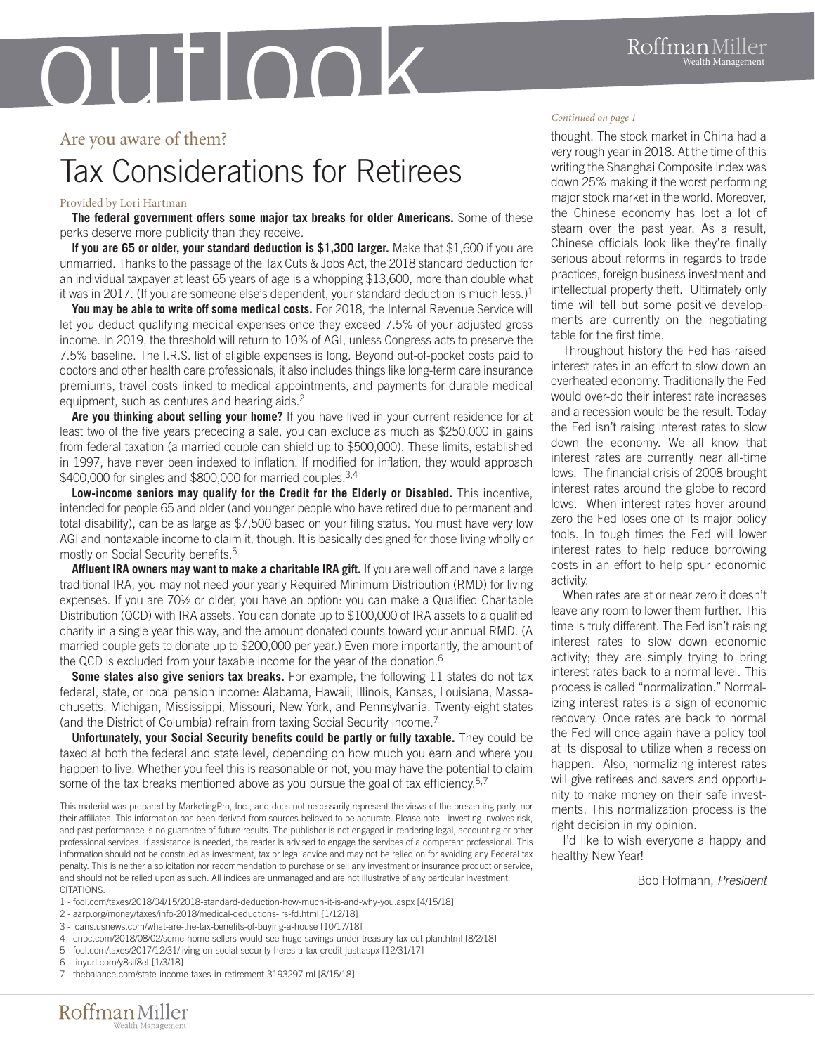## Are you aware of them?

# Tax Considerations for Retirees

Provided by Lori Hartman

**The federal government offers some major tax breaks for older Americans.** Some of these perks deserve more publicity than they receive.

**If you are 65 or older, your standard deduction is $1,300 larger.** Make that $1,600 if you are unmarried. Thanks to the passage of the Tax Cuts & Jobs Act, the 2018 standard deduction for an individual taxpayer at least 65 years of age is a whopping $13,600, more than double what it was in 2017. (If you are someone else's dependent, your standard deduction is much less.)[1]

**You may be able to write off some medical costs.** For 2018, the Internal Revenue Service will let you deduct qualifying medical expenses once they exceed 7.5% of your adjusted gross income. In 2019, the threshold will return to 10% of AGI, unless Congress acts to preserve the 7.5% baseline. The I.R.S. list of eligible expenses is long. Beyond out-of-pocket costs paid to doctors and other health care professionals, it also includes things like long-term care insurance premiums, travel costs linked to medical appointments, and payments for durable medical equipment, such as dentures and hearing aids.[2]

**Are you thinking about selling your home?** If you have lived in your current residence for at least two of the five years preceding a sale, you can exclude as much as $250,000 in gains from federal taxation (a married couple can shield up to $500,000). These limits, established in 1997, have never been indexed to inflation. If modified for inflation, they would approach $400,000 for singles and $800,000 for married couples.[3,4]

**Low-income seniors may qualify for the Credit for the Elderly or Disabled.** This incentive, intended for people 65 and older (and younger people who have retired due to permanent and total disability), can be as large as $7,500 based on your filing status. You must have very low AGI and nontaxable income to claim it, though. It is basically designed for those living wholly or mostly on Social Security benefits.[5]

**Affluent IRA owners may want to make a charitable IRA gift.** If you are well off and have a large traditional IRA, you may not need your yearly Required Minimum Distribution (RMD) for living expenses. If you are 70½ or older, you have an option: you can make a Qualified Charitable Distribution (QCD) with IRA assets. You can donate up to $100,000 of IRA assets to a qualified charity in a single year this way, and the amount donated counts toward your annual RMD. (A married couple gets to donate up to $200,000 per year.) Even more importantly, the amount of the QCD is excluded from your taxable income for the year of the donation.[6]

**Some states also give seniors tax breaks.** For example, the following 11 states do not tax federal, state, or local pension income: Alabama, Hawaii, Illinois, Kansas, Louisiana, Massachusetts, Michigan, Mississippi, Missouri, New York, and Pennsylvania. Twenty-eight states (and the District of Columbia) refrain from taxing Social Security income.[7]

**Unfortunately, your Social Security benefits could be partly or fully taxable.** They could be taxed at both the federal and state level, depending on how much you earn and where you happen to live. Whether you feel this is reasonable or not, you may have the potential to claim some of the tax breaks mentioned above as you pursue the goal of tax efficiency.[5,7]

This material was prepared by MarketingPro, Inc., and does not necessarily represent the views of the presenting party, nor their affiliates. This information has been derived from sources believed to be accurate. Please note - investing involves risk, and past performance is no guarantee of future results. The publisher is not engaged in rendering legal, accounting or other professional services. If assistance is needed, the reader is advised to engage the services of a competent professional. This information should not be construed as investment, tax or legal advice and may not be relied on for avoiding any Federal tax penalty. This is neither a solicitation nor recommendation to purchase or sell any investment or insurance product or service, and should not be relied upon as such. All indices are unmanaged and are not illustrative of any particular investment.

CITATIONS.

1 - fool.com/taxes/2018/04/15/2018-standard-deduction-how-much-it-is-and-why-you.aspx [4/15/18]

2 - aarp.org/money/taxes/info-2018/medical-deductions-irs-fd.html [1/12/18]

3 - loans.usnews.com/what-are-the-tax-benefits-of-buying-a-house [10/17/18]

4 - cnbc.com/2018/08/02/some-home-sellers-would-see-huge-savings-under-treasury-tax-cut-plan.html [8/2/18]

5 - fool.com/taxes/2017/12/31/living-on-social-security-heres-a-tax-credit-just.aspx [12/31/17]

6 - tinyurl.com/y8slf8et [1/3/18]

7 - thebalance.com/state-income-taxes-in-retirement-3193297 ml [8/15/18]

*Continued on page 1*

thought. The stock market in China had a very rough year in 2018. At the time of this writing the Shanghai Composite Index was down 25% making it the worst performing major stock market in the world. Moreover, the Chinese economy has lost a lot of steam over the past year. As a result, Chinese officials look like they're finally serious about reforms in regards to trade practices, foreign business investment and intellectual property theft. Ultimately only time will tell but some positive developments are currently on the negotiating table for the first time.

Throughout history the Fed has raised interest rates in an effort to slow down an overheated economy. Traditionally the Fed would over-do their interest rate increases and a recession would be the result. Today the Fed isn't raising interest rates to slow down the economy. We all know that interest rates are currently near all-time lows. The financial crisis of 2008 brought interest rates around the globe to record lows. When interest rates hover around zero the Fed loses one of its major policy tools. In tough times the Fed will lower interest rates to help reduce borrowing costs in an effort to help spur economic activity.

When rates are at or near zero it doesn't leave any room to lower them further. This time is truly different. The Fed isn't raising interest rates to slow down economic activity; they are simply trying to bring interest rates back to a normal level. This process is called "normalization." Normalizing interest rates is a sign of economic recovery. Once rates are back to normal the Fed will once again have a policy tool at its disposal to utilize when a recession happen. Also, normalizing interest rates will give retirees and savers and opportunity to make money on their safe investments. This normalization process is the right decision in my opinion.

I'd like to wish everyone a happy and healthy New Year!

Bob Hofmann, *President*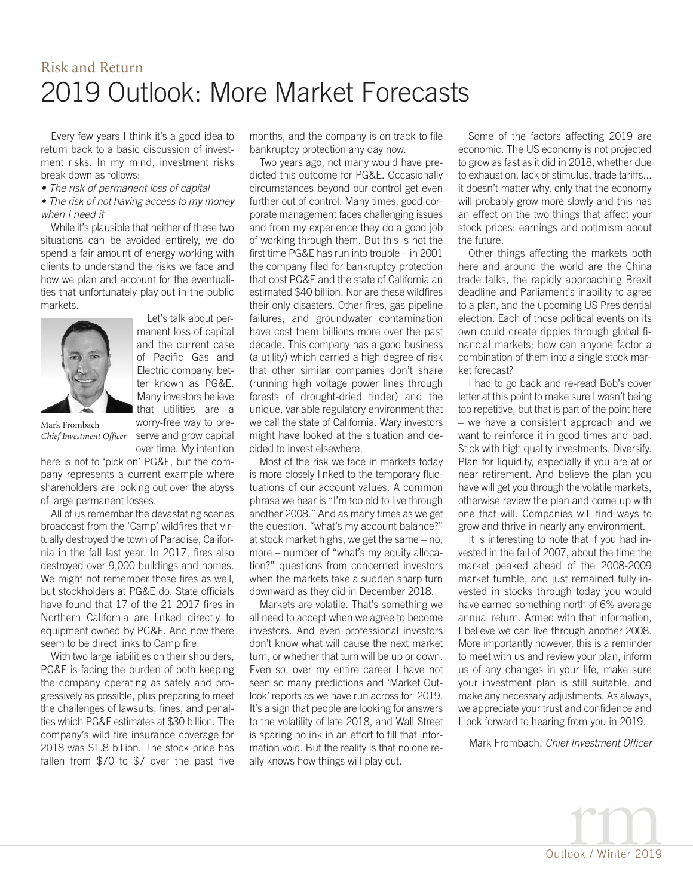Risk and Return

# 2019 Outlook: More Market Forecasts

Every few years I think it's a good idea to return back to a basic discussion of investment risks. In my mind, investment risks break down as follows:

- *The risk of permanent loss of capital*
- *The risk of not having access to my money when I need it*

While it's plausible that neither of these two situations can be avoided entirely, we do spend a fair amount of energy working with clients to understand the risks we face and how we plan and account for the eventualities that unfortunately play out in the public markets.

Mark Frombach
*Chief Investment Officer*

Let's talk about permanent loss of capital and the current case of Pacific Gas and Electric company, better known as PG&E. Many investors believe that utilities are a worry-free way to preserve and grow capital over time. My intention here is not to 'pick on' PG&E, but the company represents a current example where shareholders are looking out over the abyss of large permanent losses.

All of us remember the devastating scenes broadcast from the 'Camp' wildfires that virtually destroyed the town of Paradise, California in the fall last year. In 2017, fires also destroyed over 9,000 buildings and homes. We might not remember those fires as well, but stockholders at PG&E do. State officials have found that 17 of the 21 2017 fires in Northern California are linked directly to equipment owned by PG&E. And now there seem to be direct links to Camp fire.

With two large liabilities on their shoulders, PG&E is facing the burden of both keeping the company operating as safely and progressively as possible, plus preparing to meet the challenges of lawsuits, fines, and penalties which PG&E estimates at $30 billion. The company's wild fire insurance coverage for 2018 was $1.8 billion. The stock price has fallen from $70 to $7 over the past five months, and the company is on track to file bankruptcy protection any day now.

Two years ago, not many would have predicted this outcome for PG&E. Occasionally circumstances beyond our control get even further out of control. Many times, good corporate management faces challenging issues and from my experience they do a good job of working through them. But this is not the first time PG&E has run into trouble – in 2001 the company filed for bankruptcy protection that cost PG&E and the state of California an estimated $40 billion. Nor are these wildfires their only disasters. Other fires, gas pipeline failures, and groundwater contamination have cost them billions more over the past decade. This company has a good business (a utility) which carried a high degree of risk that other similar companies don't share (running high voltage power lines through forests of drought-dried tinder) and the unique, variable regulatory environment that we call the state of California. Wary investors might have looked at the situation and decided to invest elsewhere.

Most of the risk we face in markets today is more closely linked to the temporary fluctuations of our account values. A common phrase we hear is "I'm too old to live through another 2008." And as many times as we get the question, "what's my account balance?" at stock market highs, we get the same – no, more – number of "what's my equity allocation?" questions from concerned investors when the markets take a sudden sharp turn downward as they did in December 2018.

Markets are volatile. That's something we all need to accept when we agree to become investors. And even professional investors don't know what will cause the next market turn, or whether that turn will be up or down. Even so, over my entire career I have not seen so many predictions and 'Market Outlook' reports as we have run across for 2019. It's a sign that people are looking for answers to the volatility of late 2018, and Wall Street is sparing no ink in an effort to fill that information void. But the reality is that no one really knows how things will play out.

Some of the factors affecting 2019 are economic. The US economy is not projected to grow as fast as it did in 2018, whether due to exhaustion, lack of stimulus, trade tariffs... it doesn't matter why, only that the economy will probably grow more slowly and this has an effect on the two things that affect your stock prices: earnings and optimism about the future.

Other things affecting the markets both here and around the world are the China trade talks, the rapidly approaching Brexit deadline and Parliament's inability to agree to a plan, and the upcoming US Presidential election. Each of those political events on its own could create ripples through global financial markets; how can anyone factor a combination of them into a single stock market forecast?

I had to go back and re-read Bob's cover letter at this point to make sure I wasn't being too repetitive, but that is part of the point here – we have a consistent approach and we want to reinforce it in good times and bad. Stick with high quality investments. Diversify. Plan for liquidity, especially if you are at or near retirement. And believe the plan you have will get you through the volatile markets, otherwise review the plan and come up with one that will. Companies will find ways to grow and thrive in nearly any environment.

It is interesting to note that if you had invested in the fall of 2007, about the time the market peaked ahead of the 2008-2009 market tumble, and just remained fully invested in stocks through today you would have earned something north of 6% average annual return. Armed with that information, I believe we can live through another 2008. More importantly however, this is a reminder to meet with us and review your plan, inform us of any changes in your life, make sure your investment plan is still suitable, and make any necessary adjustments. As always, we appreciate your trust and confidence and I look forward to hearing from you in 2019.

Mark Frombach, *Chief Investment Officer*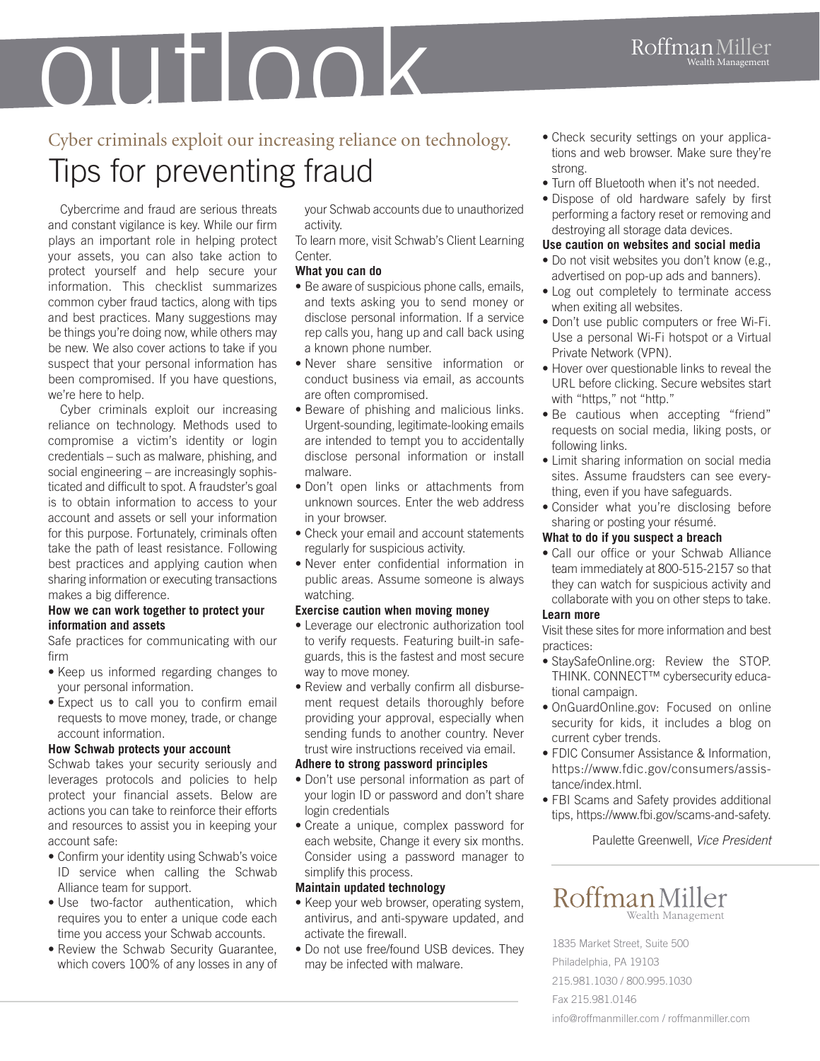# outlook

Roffman Miller Wealth Management

## Cyber criminals exploit our increasing reliance on technology.

# Tips for preventing fraud

Cybercrime and fraud are serious threats and constant vigilance is key. While our firm plays an important role in helping protect your assets, you can also take action to protect yourself and help secure your information. This checklist summarizes common cyber fraud tactics, along with tips and best practices. Many suggestions may be things you're doing now, while others may be new. We also cover actions to take if you suspect that your personal information has been compromised. If you have questions, we're here to help.

Cyber criminals exploit our increasing reliance on technology. Methods used to compromise a victim's identity or login credentials – such as malware, phishing, and social engineering – are increasingly sophisticated and difficult to spot. A fraudster's goal is to obtain information to access to your account and assets or sell your information for this purpose. Fortunately, criminals often take the path of least resistance. Following best practices and applying caution when sharing information or executing transactions makes a big difference.

**How we can work together to protect your information and assets**

Safe practices for communicating with our firm

- Keep us informed regarding changes to your personal information.
- Expect us to call you to confirm email requests to move money, trade, or change account information.

**How Schwab protects your account**

Schwab takes your security seriously and leverages protocols and policies to help protect your financial assets. Below are actions you can take to reinforce their efforts and resources to assist you in keeping your account safe:

- Confirm your identity using Schwab's voice ID service when calling the Schwab Alliance team for support.
- Use two-factor authentication, which requires you to enter a unique code each time you access your Schwab accounts.
- Review the Schwab Security Guarantee, which covers 100% of any losses in any of your Schwab accounts due to unauthorized activity.

To learn more, visit Schwab's Client Learning Center.

**What you can do**

- Be aware of suspicious phone calls, emails, and texts asking you to send money or disclose personal information. If a service rep calls you, hang up and call back using a known phone number.
- Never share sensitive information or conduct business via email, as accounts are often compromised.
- Beware of phishing and malicious links. Urgent-sounding, legitimate-looking emails are intended to tempt you to accidentally disclose personal information or install malware.
- Don't open links or attachments from unknown sources. Enter the web address in your browser.
- Check your email and account statements regularly for suspicious activity.
- Never enter confidential information in public areas. Assume someone is always watching.

**Exercise caution when moving money**

- Leverage our electronic authorization tool to verify requests. Featuring built-in safeguards, this is the fastest and most secure way to move money.
- Review and verbally confirm all disbursement request details thoroughly before providing your approval, especially when sending funds to another country. Never trust wire instructions received via email.

**Adhere to strong password principles**

- Don't use personal information as part of your login ID or password and don't share login credentials
- Create a unique, complex password for each website, Change it every six months. Consider using a password manager to simplify this process.

**Maintain updated technology**

- Keep your web browser, operating system, antivirus, and anti-spyware updated, and activate the firewall.
- Do not use free/found USB devices. They may be infected with malware.
- Check security settings on your applications and web browser. Make sure they're strong.
- Turn off Bluetooth when it's not needed.
- Dispose of old hardware safely by first performing a factory reset or removing and destroying all storage data devices.

**Use caution on websites and social media**

- Do not visit websites you don't know (e.g., advertised on pop-up ads and banners).
- Log out completely to terminate access when exiting all websites.
- Don't use public computers or free Wi-Fi. Use a personal Wi-Fi hotspot or a Virtual Private Network (VPN).
- Hover over questionable links to reveal the URL before clicking. Secure websites start with "https," not "http."
- Be cautious when accepting "friend" requests on social media, liking posts, or following links.
- Limit sharing information on social media sites. Assume fraudsters can see everything, even if you have safeguards.
- Consider what you're disclosing before sharing or posting your résumé.

**What to do if you suspect a breach**

- Call our office or your Schwab Alliance team immediately at 800-515-2157 so that they can watch for suspicious activity and collaborate with you on other steps to take.

**Learn more**

Visit these sites for more information and best practices:

- StaySafeOnline.org: Review the STOP. THINK. CONNECT™ cybersecurity educational campaign.
- OnGuardOnline.gov: Focused on online security for kids, it includes a blog on current cyber trends.
- FDIC Consumer Assistance & Information, https://www.fdic.gov/consumers/assistance/index.html.
- FBI Scams and Safety provides additional tips, https://www.fbi.gov/scams-and-safety.

Paulette Greenwell, *Vice President*

Roffman Miller Wealth Management

1835 Market Street, Suite 500
Philadelphia, PA 19103
215.981.1030 / 800.995.1030
Fax 215.981.0146
info@roffmanmiller.com / roffmanmiller.com